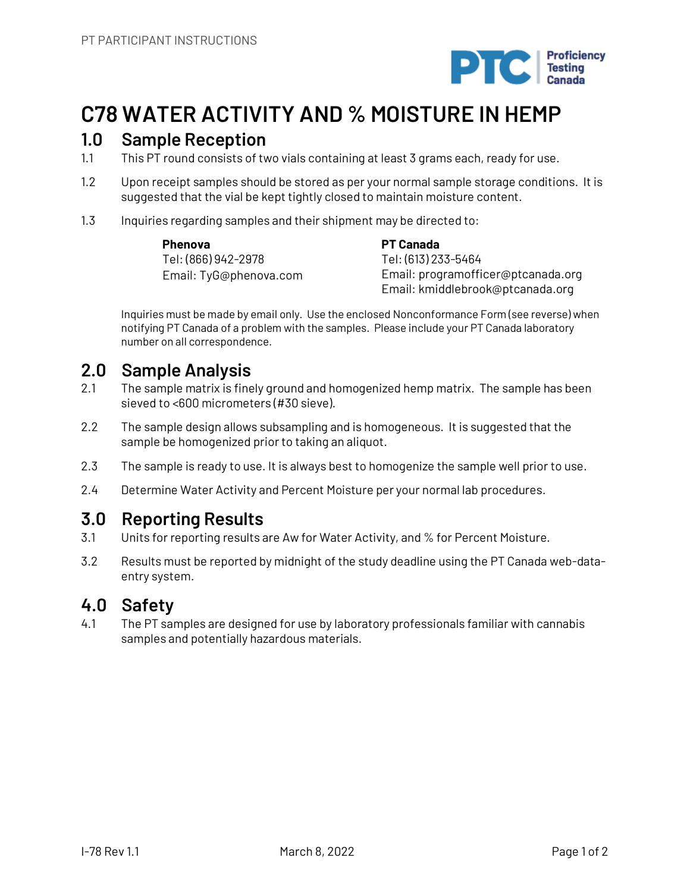# C78 WATER ACTIVITY AND % MOISTURE IN HEMP

## 1.0 Sample Reception

1.1 This PT round consists of two vials containing at least 3 grams each, ready for use.

1.2 Upon receipt samples should be stored as per your normal sample storage conditions. It is suggested that the vial be kept tightly closed to maintain moisture content.

1.3 Inquiries regarding samples and their shipment may be directed to:

**Phenova**
Tel: (866) 942-2978
Email: TyG@phenova.com

**PT Canada**
Tel: (613) 233-5464
Email: programofficer@ptcanada.org
Email: kmiddlebrook@ptcanada.org

Inquiries must be made by email only. Use the enclosed Nonconformance Form (see reverse) when notifying PT Canada of a problem with the samples. Please include your PT Canada laboratory number on all correspondence.

## 2.0 Sample Analysis

2.1 The sample matrix is finely ground and homogenized hemp matrix. The sample has been sieved to <600 micrometers (#30 sieve).

2.2 The sample design allows subsampling and is homogeneous. It is suggested that the sample be homogenized prior to taking an aliquot.

2.3 The sample is ready to use. It is always best to homogenize the sample well prior to use.

2.4 Determine Water Activity and Percent Moisture per your normal lab procedures.

## 3.0 Reporting Results

3.1 Units for reporting results are Aw for Water Activity, and % for Percent Moisture.

3.2 Results must be reported by midnight of the study deadline using the PT Canada web-data-entry system.

## 4.0 Safety

4.1 The PT samples are designed for use by laboratory professionals familiar with cannabis samples and potentially hazardous materials.

I-78 Rev 1.1 March 8, 2022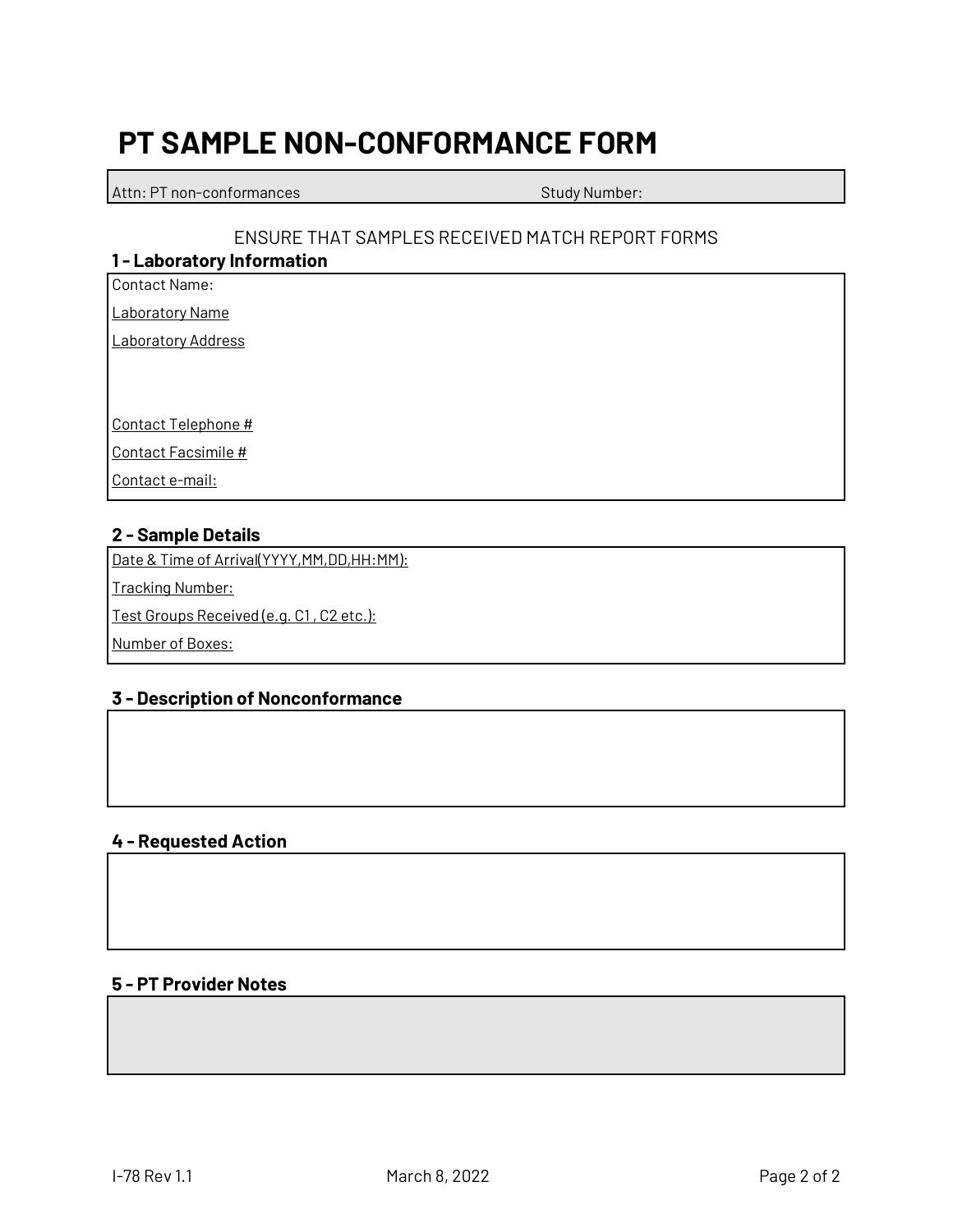# PT SAMPLE NON-CONFORMANCE FORM

| | |
|---|---|
| Attn: PT non-conformances | Study Number: |

ENSURE THAT SAMPLES RECEIVED MATCH REPORT FORMS

## 1 - Laboratory Information

Contact Name:

Laboratory Name

Laboratory Address

Contact Telephone #

Contact Facsimile #

Contact e-mail:

## 2 - Sample Details

Date & Time of Arrival(YYYY,MM,DD,HH:MM):

Tracking Number:

Test Groups Received (e.g. C1 , C2 etc.):

Number of Boxes:

## 3 - Description of Nonconformance

## 4 - Requested Action

## 5 - PT Provider Notes

I-78 Rev 1.1 March 8, 2022